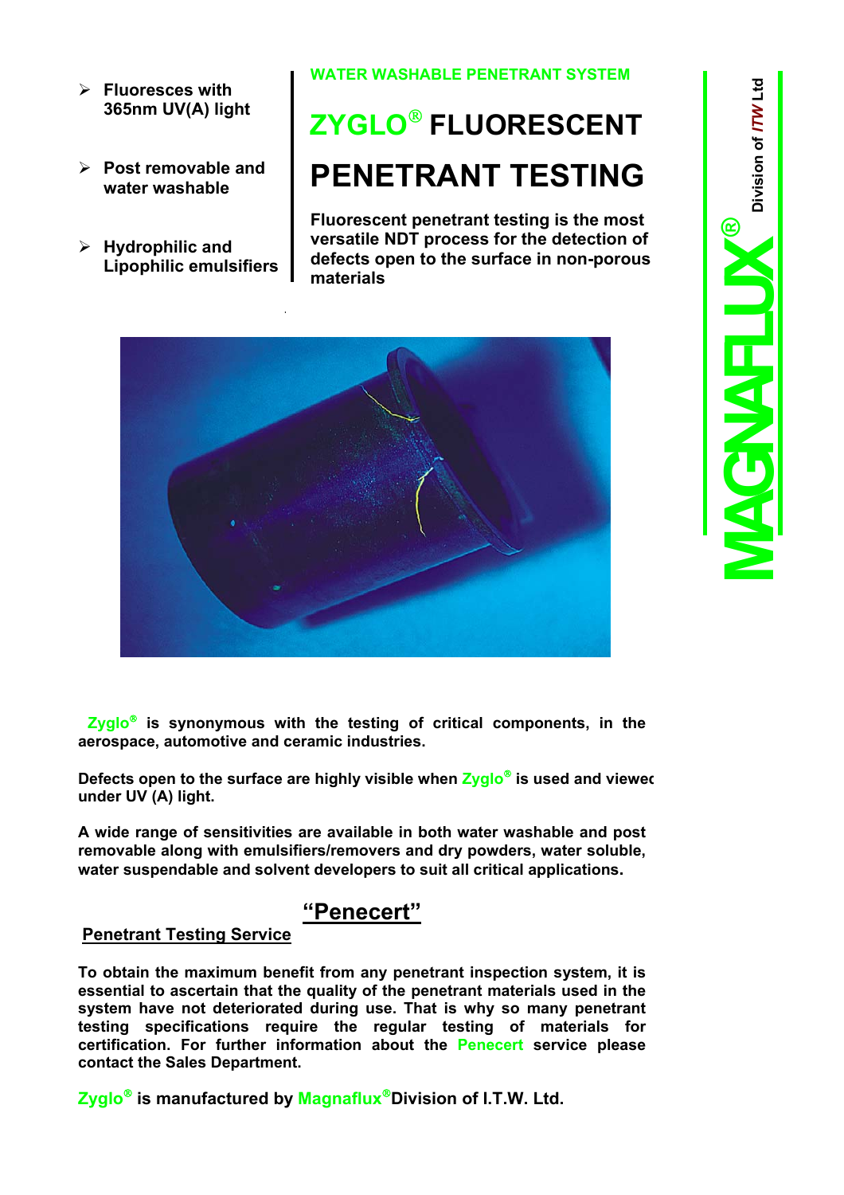- Fluoresces with 365nm UV(A) light
- Post removable and water washable
- Hydrophilic and Lipophilic emulsifiers

WATER WASHABLE PENETRANT SYSTEM

# ZYGLO® FLUORESCENT PENETRANT TESTING

**Fluorescent penetrant testing is the most versatile NDT process for the detection of defects open to the surface in non-porous materials**

MAGNAFLUX® Division of *ITW* Ltd

**Zyglo® is synonymous with the testing of critical components, in the aerospace, automotive and ceramic industries.**

**Defects open to the surface are highly visible when Zyglo® is used and viewed under UV (A) light.**

**A wide range of sensitivities are available in both water washable and post removable along with emulsifiers/removers and dry powders, water soluble, water suspendable and solvent developers to suit all critical applications.**

## "Penecert"

### Penetrant Testing Service

**To obtain the maximum benefit from any penetrant inspection system, it is essential to ascertain that the quality of the penetrant materials used in the system have not deteriorated during use. That is why so many penetrant testing specifications require the regular testing of materials for certification. For further information about the Penecert service please contact the Sales Department.**

**Zyglo® is manufactured by Magnaflux® Division of I.T.W. Ltd.**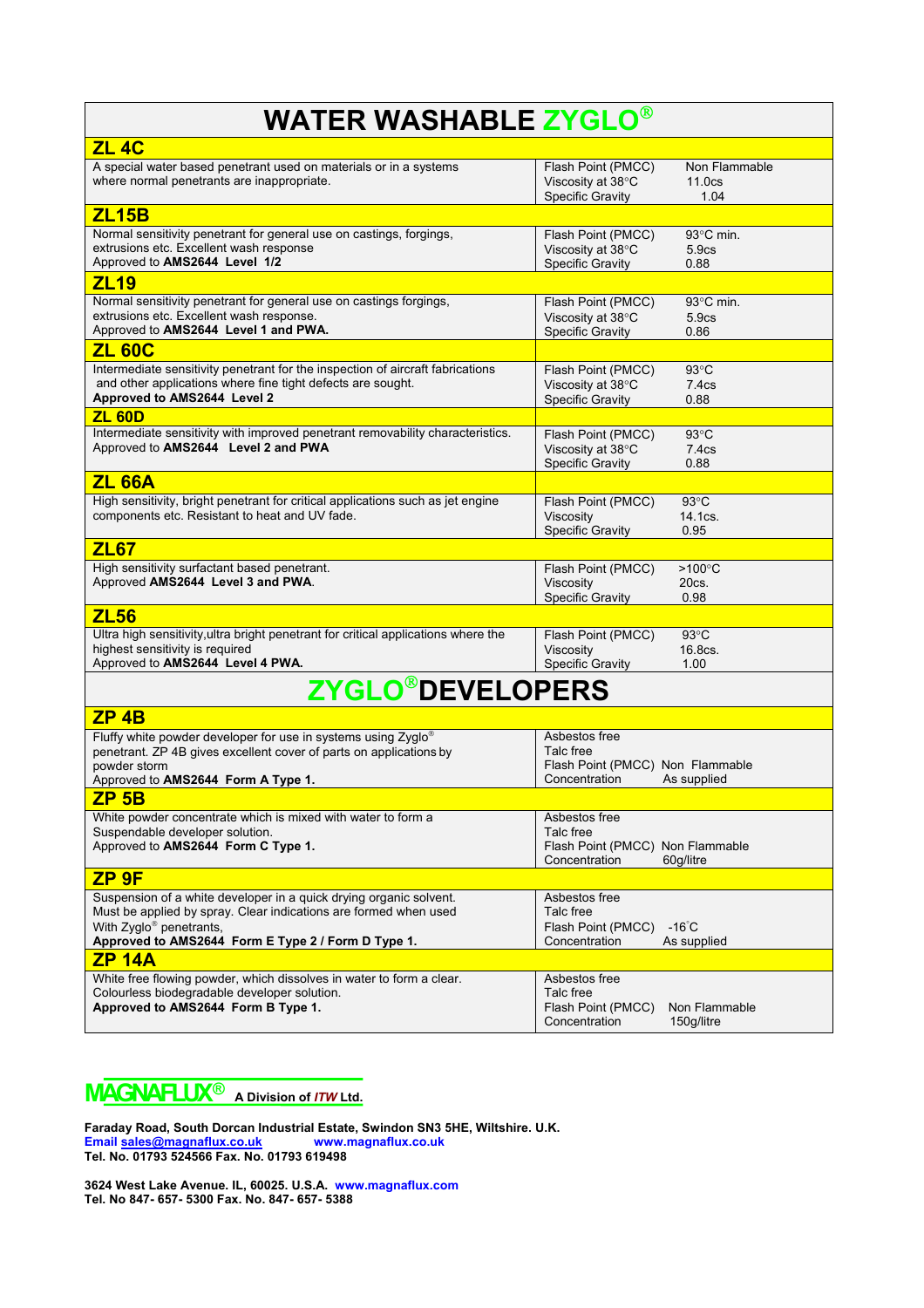# WATER WASHABLE ZYGLO®

## ZL 4C

| | |
|---|---|
| A special water based penetrant used on materials or in a systems where normal penetrants are inappropriate. | Flash Point (PMCC) Non Flammable<br>Viscosity at 38°C 11.0cs<br>Specific Gravity 1.04 |

## ZL15B

| | |
|---|---|
| Normal sensitivity penetrant for general use on castings, forgings, extrusions etc. Excellent wash response<br>Approved to **AMS2644 Level 1/2** | Flash Point (PMCC) 93°C min.<br>Viscosity at 38°C 5.9cs<br>Specific Gravity 0.88 |

## ZL19

| | |
|---|---|
| Normal sensitivity penetrant for general use on castings forgings, extrusions etc. Excellent wash response.<br>Approved to **AMS2644 Level 1 and PWA.** | Flash Point (PMCC) 93°C min.<br>Viscosity at 38°C 5.9cs<br>Specific Gravity 0.86 |

## ZL 60C

| | |
|---|---|
| Intermediate sensitivity penetrant for the inspection of aircraft fabrications and other applications where fine tight defects are sought.<br>**Approved to AMS2644 Level 2** | Flash Point (PMCC) 93°C<br>Viscosity at 38°C 7.4cs<br>Specific Gravity 0.88 |

## ZL 60D

| | |
|---|---|
| Intermediate sensitivity with improved penetrant removability characteristics.<br>Approved to **AMS2644 Level 2 and PWA** | Flash Point (PMCC) 93°C<br>Viscosity at 38°C 7.4cs<br>Specific Gravity 0.88 |

## ZL 66A

| | |
|---|---|
| High sensitivity, bright penetrant for critical applications such as jet engine components etc. Resistant to heat and UV fade. | Flash Point (PMCC) 93°C<br>Viscosity 14.1cs.<br>Specific Gravity 0.95 |

## ZL67

| | |
|---|---|
| High sensitivity surfactant based penetrant.<br>Approved **AMS2644 Level 3 and PWA**. | Flash Point (PMCC) >100°C<br>Viscosity 20cs.<br>Specific Gravity 0.98 |

## ZL56

| | |
|---|---|
| Ultra high sensitivity,ultra bright penetrant for critical applications where the highest sensitivity is required<br>Approved to **AMS2644 Level 4 PWA.** | Flash Point (PMCC) 93°C<br>Viscosity 16.8cs.<br>Specific Gravity 1.00 |

# ZYGLO® DEVELOPERS

## ZP 4B

| | |
|---|---|
| Fluffy white powder developer for use in systems using Zyglo® penetrant. ZP 4B gives excellent cover of parts on applications by powder storm<br>Approved to **AMS2644 Form A Type 1.** | Asbestos free<br>Talc free<br>Flash Point (PMCC) Non Flammable<br>Concentration As supplied |

## ZP 5B

| | |
|---|---|
| White powder concentrate which is mixed with water to form a Suspendable developer solution.<br>Approved to **AMS2644 Form C Type 1.** | Asbestos free<br>Talc free<br>Flash Point (PMCC) Non Flammable<br>Concentration 60g/litre |

## ZP 9F

| | |
|---|---|
| Suspension of a white developer in a quick drying organic solvent. Must be applied by spray. Clear indications are formed when used With Zyglo® penetrants,<br>**Approved to AMS2644 Form E Type 2 / Form D Type 1.** | Asbestos free<br>Talc free<br>Flash Point (PMCC) -16°C<br>Concentration As supplied |

## ZP 14A

| | |
|---|---|
| White free flowing powder, which dissolves in water to form a clear. Colourless biodegradable developer solution.<br>**Approved to AMS2644 Form B Type 1.** | Asbestos free<br>Talc free<br>Flash Point (PMCC) Non Flammable<br>Concentration 150g/litre |

**MAGNAFLUX® A Division of *ITW* Ltd.**

**Faraday Road, South Dorcan Industrial Estate, Swindon SN3 5HE, Wiltshire. U.K.**
**Email sales@magnaflux.co.uk www.magnaflux.co.uk**
**Tel. No. 01793 524566 Fax. No. 01793 619498**

**3624 West Lake Avenue. IL, 60025. U.S.A. www.magnaflux.com**
**Tel. No 847- 657- 5300 Fax. No. 847- 657- 5388**